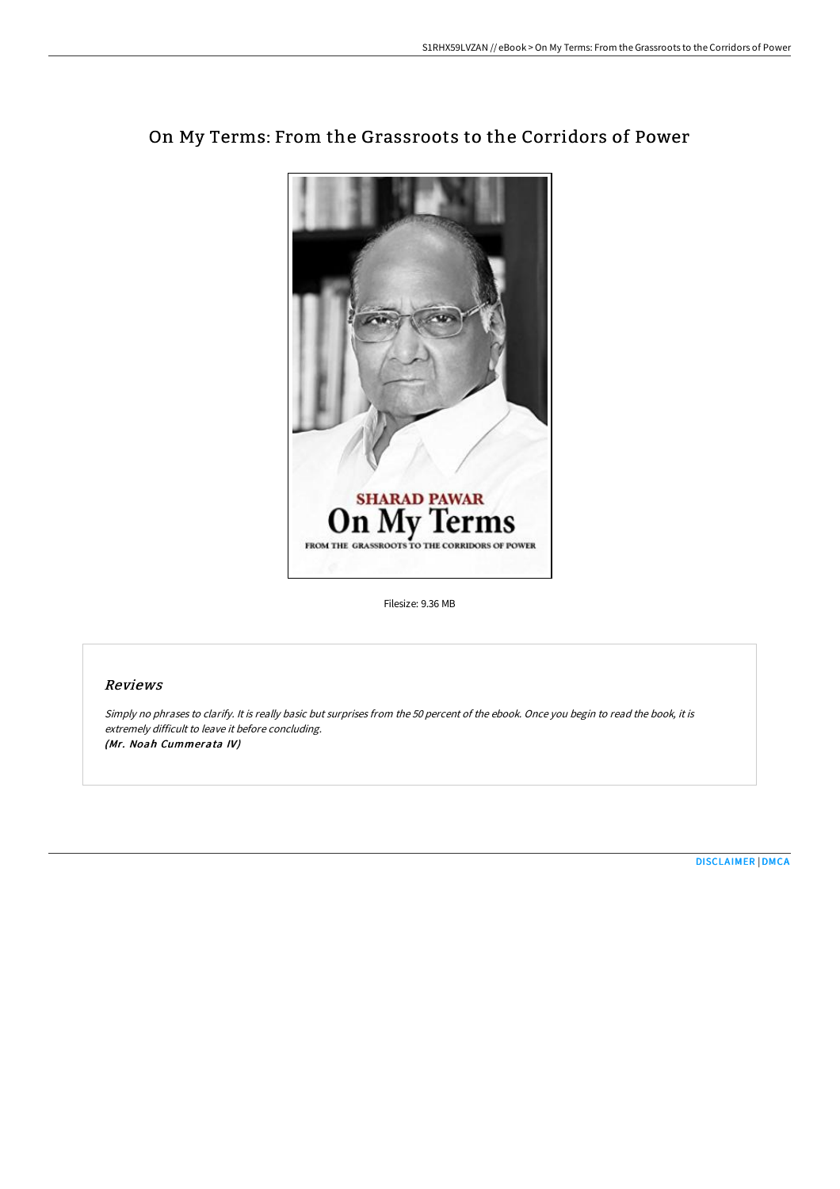# On My Terms: From the Grassroots to the Corridors of Power

Filesize: 9.36 MB

## Reviews

*Simply no phrases to clarify. It is really basic but surprises from the 50 percent of the ebook. Once you begin to read the book, it is extremely difficult to leave it before concluding.*
*(Mr. Noah Cummerata IV)*

DISCLAIMER | DMCA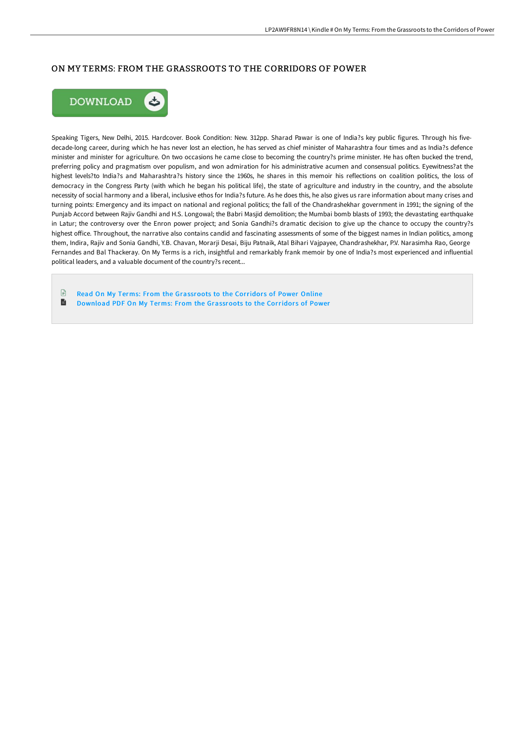## ON MY TERMS: FROM THE GRASSROOTS TO THE CORRIDORS OF POWER

Speaking Tigers, New Delhi, 2015. Hardcover. Book Condition: New. 312pp. Sharad Pawar is one of India?s key public figures. Through his five-decade-long career, during which he has never lost an election, he has served as chief minister of Maharashtra four times and as India?s defence minister and minister for agriculture. On two occasions he came close to becoming the country?s prime minister. He has often bucked the trend, preferring policy and pragmatism over populism, and won admiration for his administrative acumen and consensual politics. Eyewitness?at the highest levels?to India?s and Maharashtra?s history since the 1960s, he shares in this memoir his reflections on coalition politics, the loss of democracy in the Congress Party (with which he began his political life), the state of agriculture and industry in the country, and the absolute necessity of social harmony and a liberal, inclusive ethos for India?s future. As he does this, he also gives us rare information about many crises and turning points: Emergency and its impact on national and regional politics; the fall of the Chandrashekhar government in 1991; the signing of the Punjab Accord between Rajiv Gandhi and H.S. Longowal; the Babri Masjid demolition; the Mumbai bomb blasts of 1993; the devastating earthquake in Latur; the controversy over the Enron power project; and Sonia Gandhi?s dramatic decision to give up the chance to occupy the country?s highest office. Throughout, the narrative also contains candid and fascinating assessments of some of the biggest names in Indian politics, among them, Indira, Rajiv and Sonia Gandhi, Y.B. Chavan, Morarji Desai, Biju Patnaik, Atal Bihari Vajpayee, Chandrashekhar, P.V. Narasimha Rao, George Fernandes and Bal Thackeray. On My Terms is a rich, insightful and remarkably frank memoir by one of India?s most experienced and influential political leaders, and a valuable document of the country?s recent...

- Read On My Terms: From the Grassroots to the Corridors of Power Online
- Download PDF On My Terms: From the Grassroots to the Corridors of Power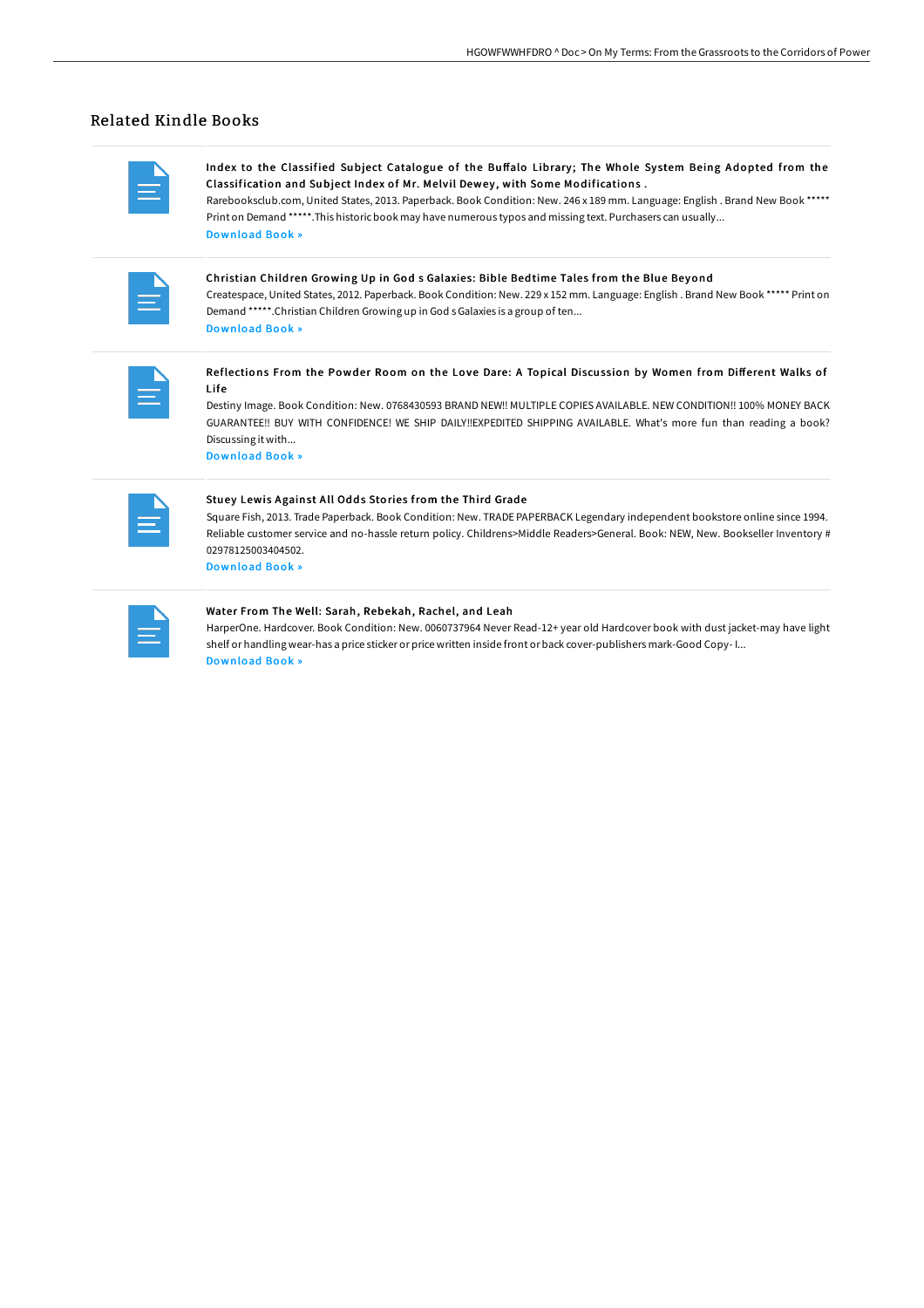## Related Kindle Books

**Index to the Classified Subject Catalogue of the Buffalo Library; The Whole System Being Adopted from the Classification and Subject Index of Mr. Melvil Dewey, with Some Modifications .**

Rarebooksclub.com, United States, 2013. Paperback. Book Condition: New. 246 x 189 mm. Language: English . Brand New Book ***** Print on Demand *****.This historic book may have numerous typos and missing text. Purchasers can usually...

Download Book »

**Christian Children Growing Up in God s Galaxies: Bible Bedtime Tales from the Blue Beyond**

Createspace, United States, 2012. Paperback. Book Condition: New. 229 x 152 mm. Language: English . Brand New Book ***** Print on Demand *****.Christian Children Growing up in God s Galaxies is a group of ten...

Download Book »

**Reflections From the Powder Room on the Love Dare: A Topical Discussion by Women from Different Walks of Life**

Destiny Image. Book Condition: New. 0768430593 BRAND NEW!! MULTIPLE COPIES AVAILABLE. NEW CONDITION!! 100% MONEY BACK GUARANTEE!! BUY WITH CONFIDENCE! WE SHIP DAILY!!EXPEDITED SHIPPING AVAILABLE. What's more fun than reading a book? Discussing it with...

Download Book »

**Stuey Lewis Against All Odds Stories from the Third Grade**

Square Fish, 2013. Trade Paperback. Book Condition: New. TRADE PAPERBACK Legendary independent bookstore online since 1994. Reliable customer service and no-hassle return policy. Childrens>Middle Readers>General. Book: NEW, New. Bookseller Inventory # 02978125003404502.

Download Book »

**Water From The Well: Sarah, Rebekah, Rachel, and Leah**

HarperOne. Hardcover. Book Condition: New. 0060737964 Never Read-12+ year old Hardcover book with dust jacket-may have light shelf or handling wear-has a price sticker or price written inside front or back cover-publishers mark-Good Copy- I...

Download Book »